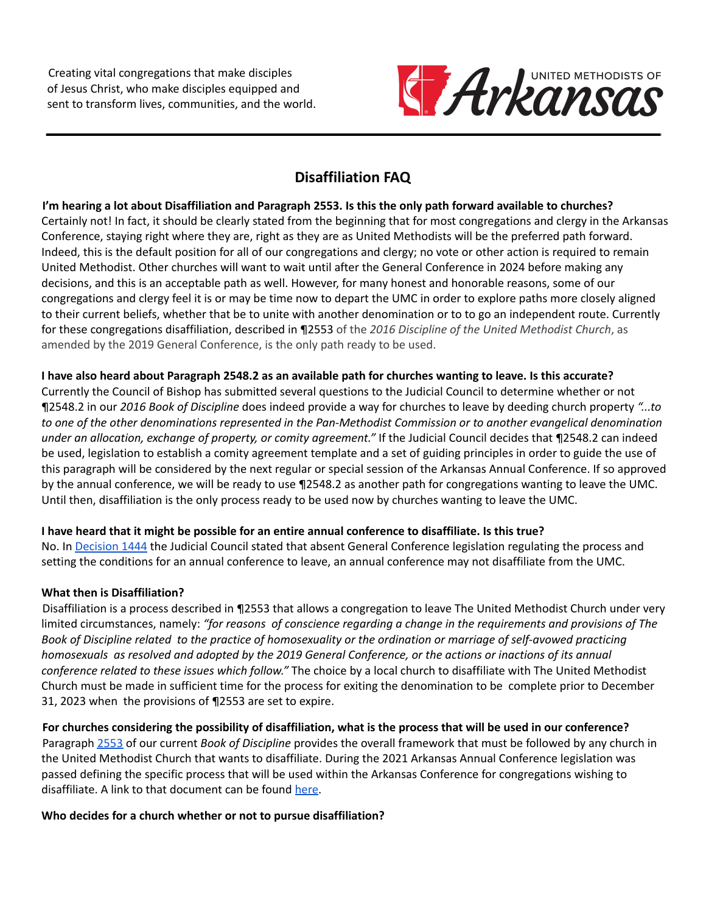Creating vital congregations that make disciples of Jesus Christ, who make disciples equipped and sent to transform lives, communities, and the world.

UNITED METHODISTS OF **Arkansas**

---

## Disaffiliation FAQ

**I'm hearing a lot about Disaffiliation and Paragraph 2553. Is this the only path forward available to churches?**
Certainly not! In fact, it should be clearly stated from the beginning that for most congregations and clergy in the Arkansas Conference, staying right where they are, right as they are as United Methodists will be the preferred path forward. Indeed, this is the default position for all of our congregations and clergy; no vote or other action is required to remain United Methodist. Other churches will want to wait until after the General Conference in 2024 before making any decisions, and this is an acceptable path as well. However, for many honest and honorable reasons, some of our congregations and clergy feel it is or may be time now to depart the UMC in order to explore paths more closely aligned to their current beliefs, whether that be to unite with another denomination or to to go an independent route. Currently for these congregations disaffiliation, described in ¶2553 of the *2016 Discipline of the United Methodist Church*, as amended by the 2019 General Conference, is the only path ready to be used.

**I have also heard about Paragraph 2548.2 as an available path for churches wanting to leave. Is this accurate?**
Currently the Council of Bishop has submitted several questions to the Judicial Council to determine whether or not ¶2548.2 in our *2016 Book of Discipline* does indeed provide a way for churches to leave by deeding church property *"...to to one of the other denominations represented in the Pan-Methodist Commission or to another evangelical denomination under an allocation, exchange of property, or comity agreement."* If the Judicial Council decides that ¶2548.2 can indeed be used, legislation to establish a comity agreement template and a set of guiding principles in order to guide the use of this paragraph will be considered by the next regular or special session of the Arkansas Annual Conference. If so approved by the annual conference, we will be ready to use ¶2548.2 as another path for congregations wanting to leave the UMC. Until then, disaffiliation is the only process ready to be used now by churches wanting to leave the UMC.

**I have heard that it might be possible for an entire annual conference to disaffiliate. Is this true?**
No. In Decision 1444 the Judicial Council stated that absent General Conference legislation regulating the process and setting the conditions for an annual conference to leave, an annual conference may not disaffiliate from the UMC.

**What then is Disaffiliation?**
Disaffiliation is a process described in ¶2553 that allows a congregation to leave The United Methodist Church under very limited circumstances, namely: *"for reasons of conscience regarding a change in the requirements and provisions of The Book of Discipline related to the practice of homosexuality or the ordination or marriage of self-avowed practicing homosexuals as resolved and adopted by the 2019 General Conference, or the actions or inactions of its annual conference related to these issues which follow."* The choice by a local church to disaffiliate with The United Methodist Church must be made in sufficient time for the process for exiting the denomination to be complete prior to December 31, 2023 when the provisions of ¶2553 are set to expire.

**For churches considering the possibility of disaffiliation, what is the process that will be used in our conference?**
Paragraph 2553 of our current *Book of Discipline* provides the overall framework that must be followed by any church in the United Methodist Church that wants to disaffiliate. During the 2021 Arkansas Annual Conference legislation was passed defining the specific process that will be used within the Arkansas Conference for congregations wishing to disaffiliate. A link to that document can be found here.

**Who decides for a church whether or not to pursue disaffiliation?**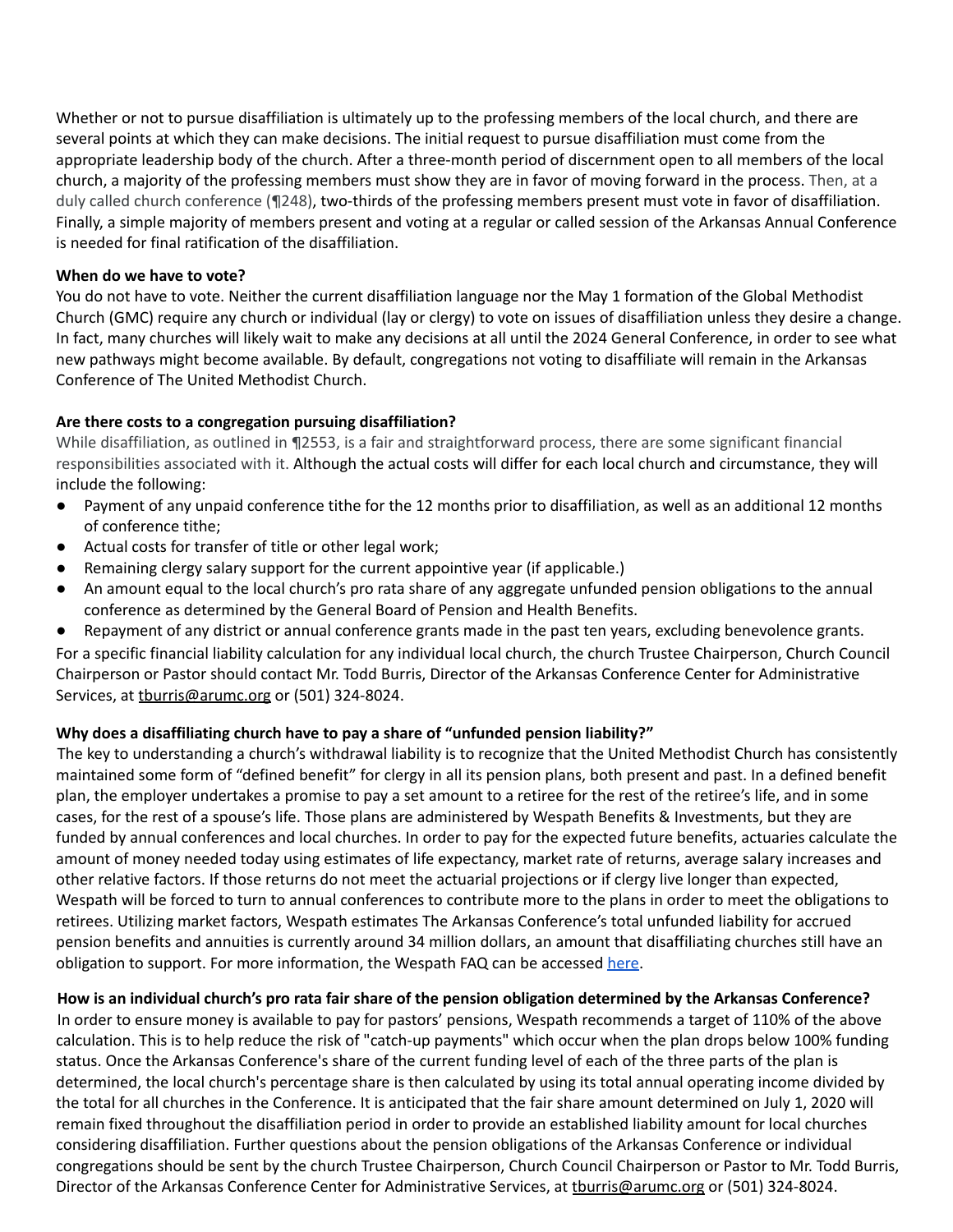Whether or not to pursue disaffiliation is ultimately up to the professing members of the local church, and there are several points at which they can make decisions. The initial request to pursue disaffiliation must come from the appropriate leadership body of the church. After a three-month period of discernment open to all members of the local church, a majority of the professing members must show they are in favor of moving forward in the process. Then, at a duly called church conference (¶248), two-thirds of the professing members present must vote in favor of disaffiliation. Finally, a simple majority of members present and voting at a regular or called session of the Arkansas Annual Conference is needed for final ratification of the disaffiliation.

**When do we have to vote?**

You do not have to vote. Neither the current disaffiliation language nor the May 1 formation of the Global Methodist Church (GMC) require any church or individual (lay or clergy) to vote on issues of disaffiliation unless they desire a change. In fact, many churches will likely wait to make any decisions at all until the 2024 General Conference, in order to see what new pathways might become available. By default, congregations not voting to disaffiliate will remain in the Arkansas Conference of The United Methodist Church.

**Are there costs to a congregation pursuing disaffiliation?**

While disaffiliation, as outlined in ¶2553, is a fair and straightforward process, there are some significant financial responsibilities associated with it. Although the actual costs will differ for each local church and circumstance, they will include the following:

- Payment of any unpaid conference tithe for the 12 months prior to disaffiliation, as well as an additional 12 months of conference tithe;
- Actual costs for transfer of title or other legal work;
- Remaining clergy salary support for the current appointive year (if applicable.)
- An amount equal to the local church's pro rata share of any aggregate unfunded pension obligations to the annual conference as determined by the General Board of Pension and Health Benefits.
- Repayment of any district or annual conference grants made in the past ten years, excluding benevolence grants.

For a specific financial liability calculation for any individual local church, the church Trustee Chairperson, Church Council Chairperson or Pastor should contact Mr. Todd Burris, Director of the Arkansas Conference Center for Administrative Services, at tburris@arumc.org or (501) 324-8024.

**Why does a disaffiliating church have to pay a share of "unfunded pension liability?"**

The key to understanding a church's withdrawal liability is to recognize that the United Methodist Church has consistently maintained some form of "defined benefit" for clergy in all its pension plans, both present and past. In a defined benefit plan, the employer undertakes a promise to pay a set amount to a retiree for the rest of the retiree's life, and in some cases, for the rest of a spouse's life. Those plans are administered by Wespath Benefits & Investments, but they are funded by annual conferences and local churches. In order to pay for the expected future benefits, actuaries calculate the amount of money needed today using estimates of life expectancy, market rate of returns, average salary increases and other relative factors. If those returns do not meet the actuarial projections or if clergy live longer than expected, Wespath will be forced to turn to annual conferences to contribute more to the plans in order to meet the obligations to retirees. Utilizing market factors, Wespath estimates The Arkansas Conference's total unfunded liability for accrued pension benefits and annuities is currently around 34 million dollars, an amount that disaffiliating churches still have an obligation to support. For more information, the Wespath FAQ can be accessed here.

**How is an individual church's pro rata fair share of the pension obligation determined by the Arkansas Conference?**

In order to ensure money is available to pay for pastors' pensions, Wespath recommends a target of 110% of the above calculation. This is to help reduce the risk of "catch-up payments" which occur when the plan drops below 100% funding status. Once the Arkansas Conference's share of the current funding level of each of the three parts of the plan is determined, the local church's percentage share is then calculated by using its total annual operating income divided by the total for all churches in the Conference. It is anticipated that the fair share amount determined on July 1, 2020 will remain fixed throughout the disaffiliation period in order to provide an established liability amount for local churches considering disaffiliation. Further questions about the pension obligations of the Arkansas Conference or individual congregations should be sent by the church Trustee Chairperson, Church Council Chairperson or Pastor to Mr. Todd Burris, Director of the Arkansas Conference Center for Administrative Services, at tburris@arumc.org or (501) 324-8024.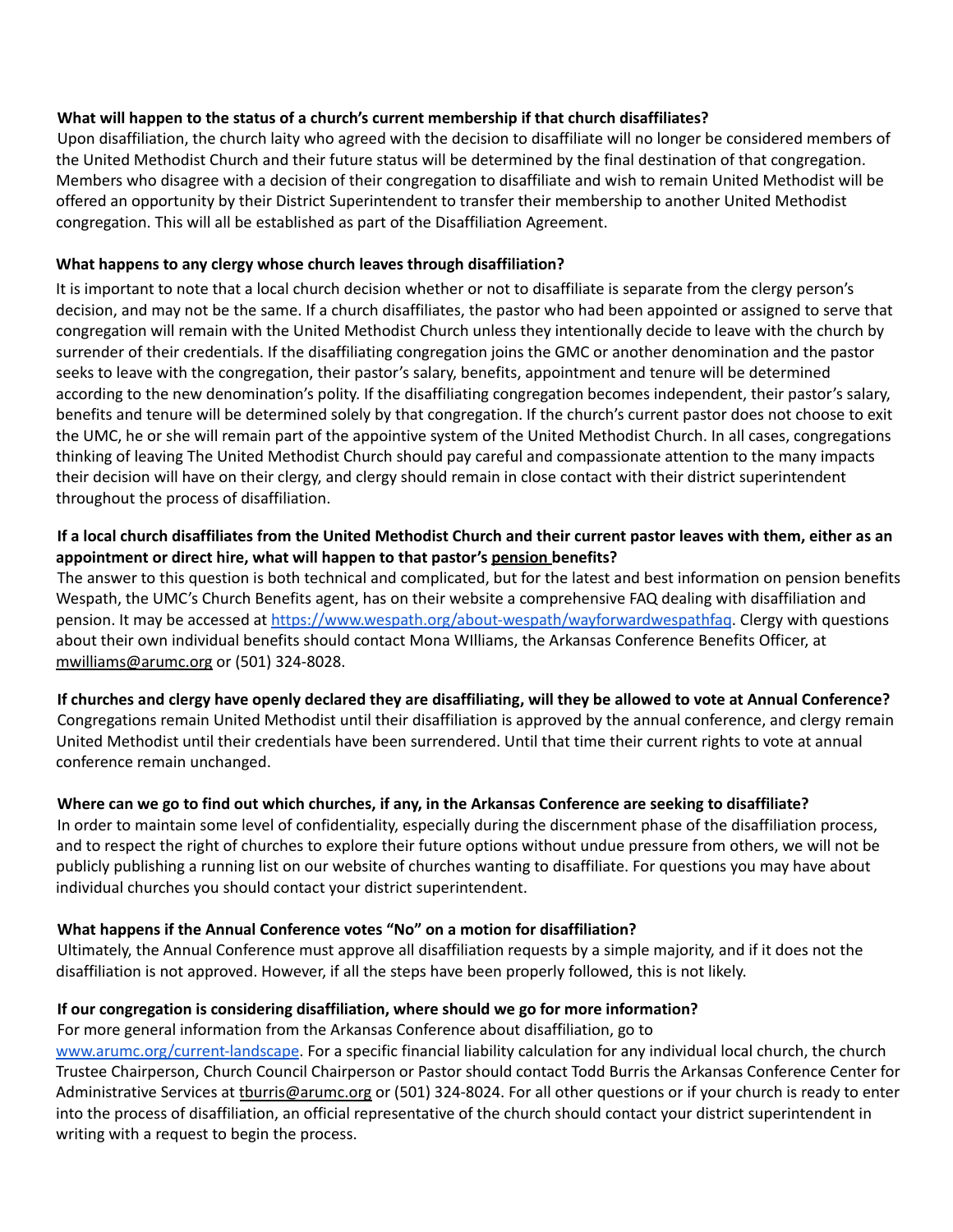**What will happen to the status of a church's current membership if that church disaffiliates?**

Upon disaffiliation, the church laity who agreed with the decision to disaffiliate will no longer be considered members of the United Methodist Church and their future status will be determined by the final destination of that congregation. Members who disagree with a decision of their congregation to disaffiliate and wish to remain United Methodist will be offered an opportunity by their District Superintendent to transfer their membership to another United Methodist congregation. This will all be established as part of the Disaffiliation Agreement.

**What happens to any clergy whose church leaves through disaffiliation?**

It is important to note that a local church decision whether or not to disaffiliate is separate from the clergy person's decision, and may not be the same. If a church disaffiliates, the pastor who had been appointed or assigned to serve that congregation will remain with the United Methodist Church unless they intentionally decide to leave with the church by surrender of their credentials. If the disaffiliating congregation joins the GMC or another denomination and the pastor seeks to leave with the congregation, their pastor's salary, benefits, appointment and tenure will be determined according to the new denomination's polity. If the disaffiliating congregation becomes independent, their pastor's salary, benefits and tenure will be determined solely by that congregation. If the church's current pastor does not choose to exit the UMC, he or she will remain part of the appointive system of the United Methodist Church. In all cases, congregations thinking of leaving The United Methodist Church should pay careful and compassionate attention to the many impacts their decision will have on their clergy, and clergy should remain in close contact with their district superintendent throughout the process of disaffiliation.

**If a local church disaffiliates from the United Methodist Church and their current pastor leaves with them, either as an appointment or direct hire, what will happen to that pastor's pension benefits?**

The answer to this question is both technical and complicated, but for the latest and best information on pension benefits Wespath, the UMC's Church Benefits agent, has on their website a comprehensive FAQ dealing with disaffiliation and pension. It may be accessed at [https://www.wespath.org/about-wespath/wayforwardwespathfaq](https://www.wespath.org/about-wespath/wayforwardwespathfaq). Clergy with questions about their own individual benefits should contact Mona WIlliams, the Arkansas Conference Benefits Officer, at mwilliams@arumc.org or (501) 324-8028.

**If churches and clergy have openly declared they are disaffiliating, will they be allowed to vote at Annual Conference?**

Congregations remain United Methodist until their disaffiliation is approved by the annual conference, and clergy remain United Methodist until their credentials have been surrendered. Until that time their current rights to vote at annual conference remain unchanged.

**Where can we go to find out which churches, if any, in the Arkansas Conference are seeking to disaffiliate?**

In order to maintain some level of confidentiality, especially during the discernment phase of the disaffiliation process, and to respect the right of churches to explore their future options without undue pressure from others, we will not be publicly publishing a running list on our website of churches wanting to disaffiliate. For questions you may have about individual churches you should contact your district superintendent.

**What happens if the Annual Conference votes "No" on a motion for disaffiliation?**

Ultimately, the Annual Conference must approve all disaffiliation requests by a simple majority, and if it does not the disaffiliation is not approved. However, if all the steps have been properly followed, this is not likely.

**If our congregation is considering disaffiliation, where should we go for more information?**

For more general information from the Arkansas Conference about disaffiliation, go to [www.arumc.org/current-landscape](http://www.arumc.org/current-landscape). For a specific financial liability calculation for any individual local church, the church Trustee Chairperson, Church Council Chairperson or Pastor should contact Todd Burris the Arkansas Conference Center for Administrative Services at tburris@arumc.org or (501) 324-8024. For all other questions or if your church is ready to enter into the process of disaffiliation, an official representative of the church should contact your district superintendent in writing with a request to begin the process.